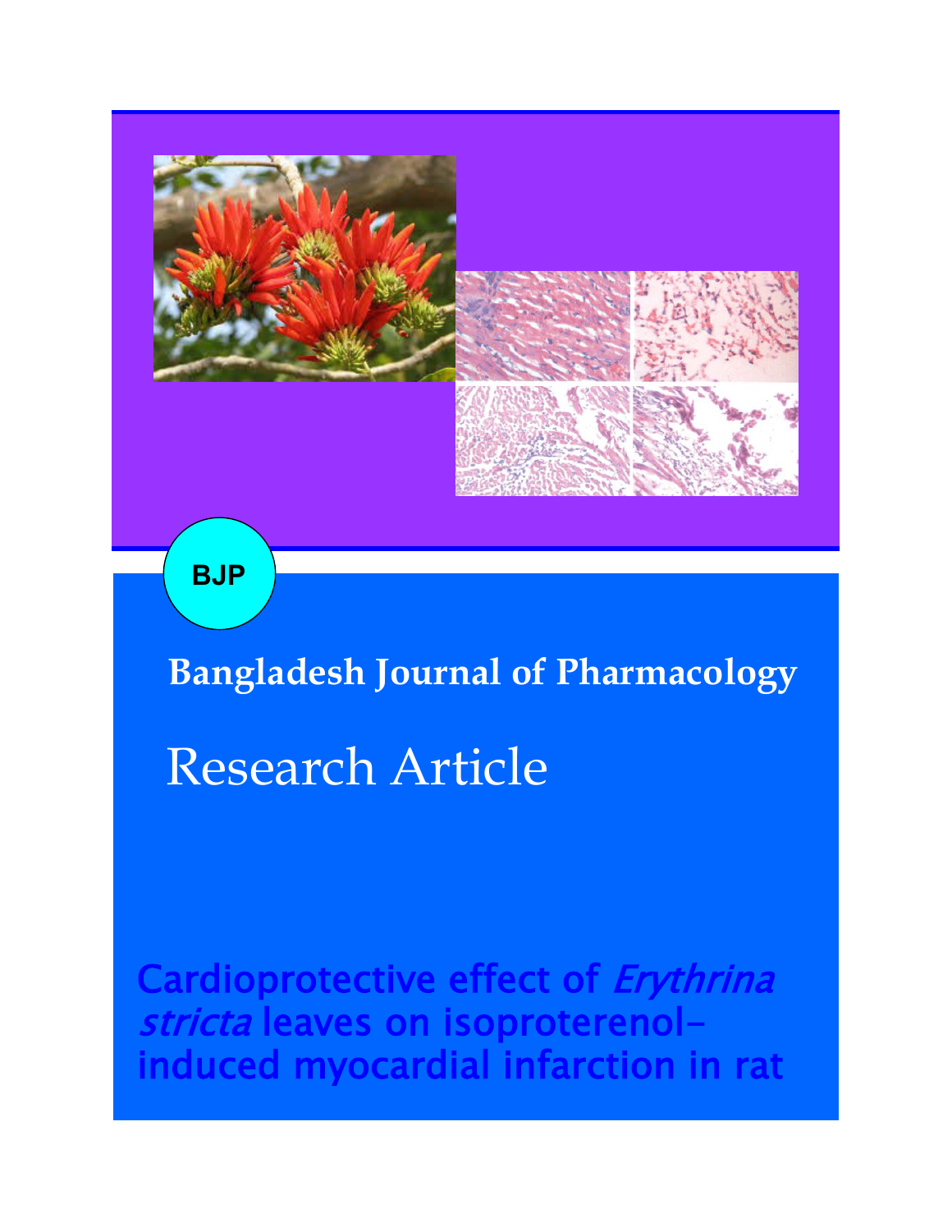BJP

Bangladesh Journal of Pharmacology

Research Article

# Cardioprotective effect of *Erythrina stricta* leaves on isoproterenol-induced myocardial infarction in rat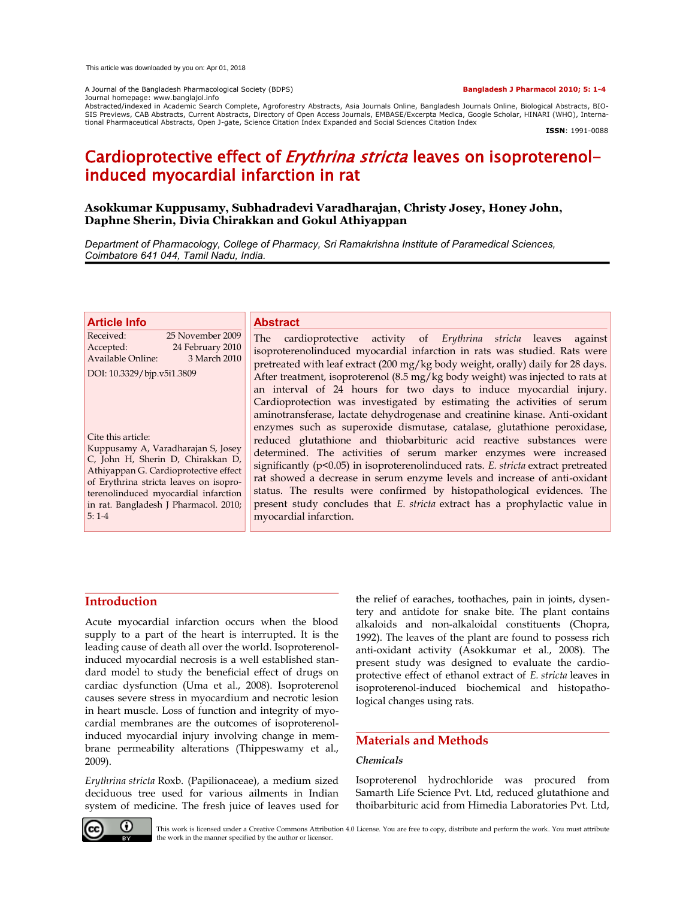This article was downloaded by you on: Apr 01, 2018

A Journal of the Bangladesh Pharmacological Society (BDPS)
Journal homepage: www.banglajol.info
Abstracted/indexed in Academic Search Complete, Agroforestry Abstracts, Asia Journals Online, Bangladesh Journals Online, Biological Abstracts, BIOSIS Previews, CAB Abstracts, Current Abstracts, Directory of Open Access Journals, EMBASE/Excerpta Medica, Google Scholar, HINARI (WHO), International Pharmaceutical Abstracts, Open J-gate, Science Citation Index Expanded and Social Sciences Citation Index

**Bangladesh J Pharmacol 2010; 5: 1-4**

**ISSN**: 1991-0088

# Cardioprotective effect of *Erythrina stricta* leaves on isoproterenol-induced myocardial infarction in rat

**Asokkumar Kuppusamy, Subhadradevi Varadharajan, Christy Josey, Honey John, Daphne Sherin, Divia Chirakkan and Gokul Athiyappan**

*Department of Pharmacology, College of Pharmacy, Sri Ramakrishna Institute of Paramedical Sciences, Coimbatore 641 044, Tamil Nadu, India.*

## Article Info

Received: 25 November 2009
Accepted: 24 February 2010
Available Online: 3 March 2010

DOI: 10.3329/bjp.v5i1.3809

Cite this article:
Kuppusamy A, Varadharajan S, Josey C, John H, Sherin D, Chirakkan D, Athiyappan G. Cardioprotective effect of Erythrina stricta leaves on isoproterenolinduced myocardial infarction in rat. Bangladesh J Pharmacol. 2010; 5: 1-4

## Abstract

The cardioprotective activity of *Erythrina stricta* leaves against isoproterenolinduced myocardial infarction in rats was studied. Rats were pretreated with leaf extract (200 mg/kg body weight, orally) daily for 28 days. After treatment, isoproterenol (8.5 mg/kg body weight) was injected to rats at an interval of 24 hours for two days to induce myocardial injury. Cardioprotection was investigated by estimating the activities of serum aminotransferase, lactate dehydrogenase and creatinine kinase. Anti-oxidant enzymes such as superoxide dismutase, catalase, glutathione peroxidase, reduced glutathione and thiobarbituric acid reactive substances were determined. The activities of serum marker enzymes were increased significantly ($p<0.05$) in isoproterenolinduced rats. *E. stricta* extract pretreated rat showed a decrease in serum enzyme levels and increase of anti-oxidant status. The results were confirmed by histopathological evidences. The present study concludes that *E. stricta* extract has a prophylactic value in myocardial infarction.

## Introduction

Acute myocardial infarction occurs when the blood supply to a part of the heart is interrupted. It is the leading cause of death all over the world. Isoproterenol-induced myocardial necrosis is a well established standard model to study the beneficial effect of drugs on cardiac dysfunction (Uma et al., 2008). Isoproterenol causes severe stress in myocardium and necrotic lesion in heart muscle. Loss of function and integrity of myocardial membranes are the outcomes of isoproterenol-induced myocardial injury involving change in membrane permeability alterations (Thippeswamy et al., 2009).

*Erythrina stricta* Roxb. (Papilionaceae), a medium sized deciduous tree used for various ailments in Indian system of medicine. The fresh juice of leaves used for the relief of earaches, toothaches, pain in joints, dysentery and antidote for snake bite. The plant contains alkaloids and non-alkaloidal constituents (Chopra, 1992). The leaves of the plant are found to possess rich anti-oxidant activity (Asokkumar et al., 2008). The present study was designed to evaluate the cardioprotective effect of ethanol extract of *E. stricta* leaves in isoproterenol-induced biochemical and histopathological changes using rats.

## Materials and Methods

### *Chemicals*

Isoproterenol hydrochloride was procured from Samarth Life Science Pvt. Ltd, reduced glutathione and thoibarbituric acid from Himedia Laboratories Pvt. Ltd,

This work is licensed under a Creative Commons Attribution 4.0 License. You are free to copy, distribute and perform the work. You must attribute the work in the manner specified by the author or licensor.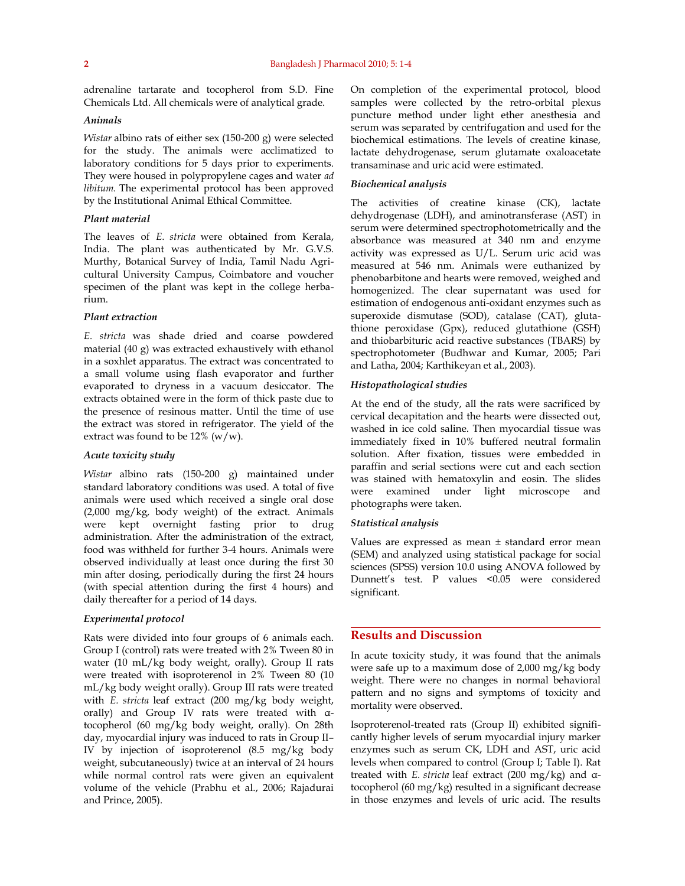adrenaline tartarate and tocopherol from S.D. Fine Chemicals Ltd. All chemicals were of analytical grade.

### *Animals*

*Wistar* albino rats of either sex (150-200 g) were selected for the study. The animals were acclimatized to laboratory conditions for 5 days prior to experiments. They were housed in polypropylene cages and water *ad libitum*. The experimental protocol has been approved by the Institutional Animal Ethical Committee.

### *Plant material*

The leaves of *E. stricta* were obtained from Kerala, India. The plant was authenticated by Mr. G.V.S. Murthy, Botanical Survey of India, Tamil Nadu Agricultural University Campus, Coimbatore and voucher specimen of the plant was kept in the college herbarium.

### *Plant extraction*

*E. stricta* was shade dried and coarse powdered material (40 g) was extracted exhaustively with ethanol in a soxhlet apparatus. The extract was concentrated to a small volume using flash evaporator and further evaporated to dryness in a vacuum desiccator. The extracts obtained were in the form of thick paste due to the presence of resinous matter. Until the time of use the extract was stored in refrigerator. The yield of the extract was found to be 12% (w/w).

### *Acute toxicity study*

*Wistar* albino rats (150-200 g) maintained under standard laboratory conditions was used. A total of five animals were used which received a single oral dose (2,000 mg/kg, body weight) of the extract. Animals were kept overnight fasting prior to drug administration. After the administration of the extract, food was withheld for further 3-4 hours. Animals were observed individually at least once during the first 30 min after dosing, periodically during the first 24 hours (with special attention during the first 4 hours) and daily thereafter for a period of 14 days.

### *Experimental protocol*

Rats were divided into four groups of 6 animals each. Group I (control) rats were treated with 2% Tween 80 in water (10 mL/kg body weight, orally). Group II rats were treated with isoproterenol in 2% Tween 80 (10 mL/kg body weight orally). Group III rats were treated with *E. stricta* leaf extract (200 mg/kg body weight, orally) and Group IV rats were treated with α-tocopherol (60 mg/kg body weight, orally). On 28th day, myocardial injury was induced to rats in Group II–IV by injection of isoproterenol (8.5 mg/kg body weight, subcutaneously) twice at an interval of 24 hours while normal control rats were given an equivalent volume of the vehicle (Prabhu et al., 2006; Rajadurai and Prince, 2005).

On completion of the experimental protocol, blood samples were collected by the retro-orbital plexus puncture method under light ether anesthesia and serum was separated by centrifugation and used for the biochemical estimations. The levels of creatine kinase, lactate dehydrogenase, serum glutamate oxaloacetate transaminase and uric acid were estimated.

### *Biochemical analysis*

The activities of creatine kinase (CK), lactate dehydrogenase (LDH), and aminotransferase (AST) in serum were determined spectrophotometrically and the absorbance was measured at 340 nm and enzyme activity was expressed as U/L. Serum uric acid was measured at 546 nm. Animals were euthanized by phenobarbitone and hearts were removed, weighed and homogenized. The clear supernatant was used for estimation of endogenous anti-oxidant enzymes such as superoxide dismutase (SOD), catalase (CAT), glutathione peroxidase (Gpx), reduced glutathione (GSH) and thiobarbituric acid reactive substances (TBARS) by spectrophotometer (Budhwar and Kumar, 2005; Pari and Latha, 2004; Karthikeyan et al., 2003).

### *Histopathological studies*

At the end of the study, all the rats were sacrificed by cervical decapitation and the hearts were dissected out, washed in ice cold saline. Then myocardial tissue was immediately fixed in 10% buffered neutral formalin solution. After fixation, tissues were embedded in paraffin and serial sections were cut and each section was stained with hematoxylin and eosin. The slides were examined under light microscope and photographs were taken.

### *Statistical analysis*

Values are expressed as mean ± standard error mean (SEM) and analyzed using statistical package for social sciences (SPSS) version 10.0 using ANOVA followed by Dunnett's test. P values <0.05 were considered significant.

## Results and Discussion

In acute toxicity study, it was found that the animals were safe up to a maximum dose of 2,000 mg/kg body weight. There were no changes in normal behavioral pattern and no signs and symptoms of toxicity and mortality were observed.

Isoproterenol-treated rats (Group II) exhibited significantly higher levels of serum myocardial injury marker enzymes such as serum CK, LDH and AST, uric acid levels when compared to control (Group I; Table I). Rat treated with *E. stricta* leaf extract (200 mg/kg) and α-tocopherol (60 mg/kg) resulted in a significant decrease in those enzymes and levels of uric acid. The results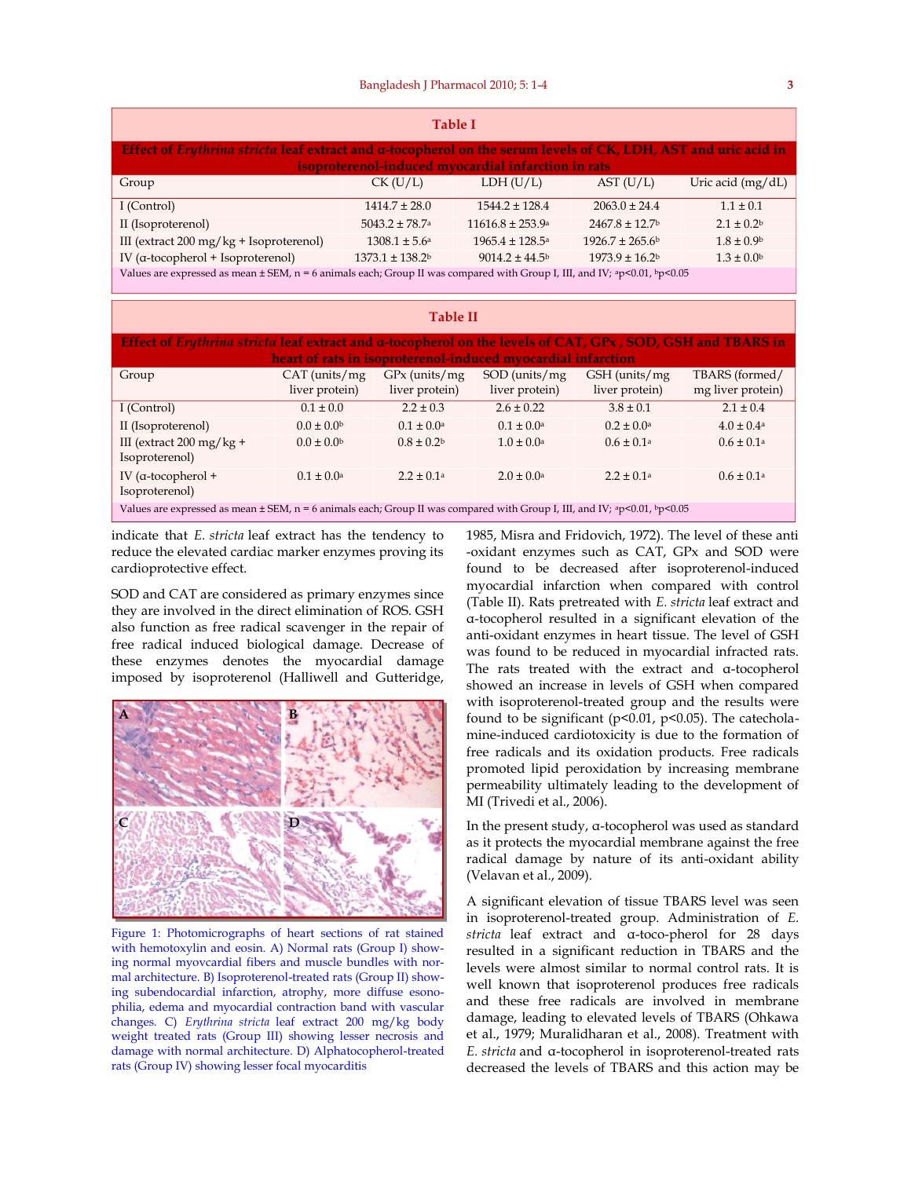**Table I**

**Effect of *Erythrina stricta* leaf extract and α-tocopherol on the serum levels of CK, LDH, AST and uric acid in isoproterenol-induced myocardial infarction in rats**

| Group | CK (U/L) | LDH (U/L) | AST (U/L) | Uric acid (mg/dL) |
|---|---|---|---|---|
| I (Control) | 1414.7 ± 28.0 | 1544.2 ± 128.4 | 2063.0 ± 24.4 | 1.1 ± 0.1 |
| II (Isoproterenol) | 5043.2 ± 78.7[a] | 11616.8 ± 253.9[a] | 2467.8 ± 12.7[b] | 2.1 ± 0.2[b] |
| III (extract 200 mg/kg + Isoproterenol) | 1308.1 ± 5.6[a] | 1965.4 ± 128.5[a] | 1926.7 ± 265.6[b] | 1.8 ± 0.9[b] |
| IV (α-tocopherol + Isoproterenol) | 1373.1 ± 138.2[b] | 9014.2 ± 44.5[b] | 1973.9 ± 16.2[b] | 1.3 ± 0.0[b] |

Values are expressed as mean ± SEM, n = 6 animals each; Group II was compared with Group I, III, and IV; [a]$p<0.01$, [b]$p<0.05$

**Table II**

**Effect of *Erythrina stricta* leaf extract and α-tocopherol on the levels of CAT, GPx , SOD, GSH and TBARS in heart of rats in isoproterenol-induced myocardial infarction**

| Group | CAT (units/mg liver protein) | GPx (units/mg liver protein) | SOD (units/mg liver protein) | GSH (units/mg liver protein) | TBARS (formed/ mg liver protein) |
|---|---|---|---|---|---|
| I (Control) | 0.1 ± 0.0 | 2.2 ± 0.3 | 2.6 ± 0.22 | 3.8 ± 0.1 | 2.1 ± 0.4 |
| II (Isoproterenol) | 0.0 ± 0.0[b] | 0.1 ± 0.0[a] | 0.1 ± 0.0[a] | 0.2 ± 0.0[a] | 4.0 ± 0.4[a] |
| III (extract 200 mg/kg + Isoproterenol) | 0.0 ± 0.0[b] | 0.8 ± 0.2[b] | 1.0 ± 0.0[a] | 0.6 ± 0.1[a] | 0.6 ± 0.1[a] |
| IV (α-tocopherol + Isoproterenol) | 0.1 ± 0.0[a] | 2.2 ± 0.1[a] | 2.0 ± 0.0[a] | 2.2 ± 0.1[a] | 0.6 ± 0.1[a] |

Values are expressed as mean ± SEM, n = 6 animals each; Group II was compared with Group I, III, and IV; [a]$p<0.01$, [b]$p<0.05$

indicate that *E. stricta* leaf extract has the tendency to reduce the elevated cardiac marker enzymes proving its cardioprotective effect.

SOD and CAT are considered as primary enzymes since they are involved in the direct elimination of ROS. GSH also function as free radical scavenger in the repair of free radical induced biological damage. Decrease of these enzymes denotes the myocardial damage imposed by isoproterenol (Halliwell and Gutteridge, 1985, Misra and Fridovich, 1972). The level of these anti-oxidant enzymes such as CAT, GPx and SOD were found to be decreased after isoproterenol-induced myocardial infarction when compared with control (Table II). Rats pretreated with *E. stricta* leaf extract and α-tocopherol resulted in a significant elevation of the anti-oxidant enzymes in heart tissue. The level of GSH was found to be reduced in myocardial infracted rats. The rats treated with the extract and α-tocopherol showed an increase in levels of GSH when compared with isoproterenol-treated group and the results were found to be significant ($p<0.01$, $p<0.05$). The catecholamine-induced cardiotoxicity is due to the formation of free radicals and its oxidation products. Free radicals promoted lipid peroxidation by increasing membrane permeability ultimately leading to the development of MI (Trivedi et al., 2006).

Figure 1: Photomicrographs of heart sections of rat stained with hemotoxylin and eosin. A) Normal rats (Group I) showing normal myovcardial fibers and muscle bundles with normal architecture. B) Isoproterenol-treated rats (Group II) showing subendocardial infarction, atrophy, more diffuse esonophilia, edema and myocardial contraction band with vascular changes. C) *Erythrina stricta* leaf extract 200 mg/kg body weight treated rats (Group III) showing lesser necrosis and damage with normal architecture. D) Alphatocopherol-treated rats (Group IV) showing lesser focal myocarditis

In the present study, α-tocopherol was used as standard as it protects the myocardial membrane against the free radical damage by nature of its anti-oxidant ability (Velavan et al., 2009).

A significant elevation of tissue TBARS level was seen in isoproterenol-treated group. Administration of *E. stricta* leaf extract and α-toco-pherol for 28 days resulted in a significant reduction in TBARS and the levels were almost similar to normal control rats. It is well known that isoproterenol produces free radicals and these free radicals are involved in membrane damage, leading to elevated levels of TBARS (Ohkawa et al., 1979; Muralidharan et al., 2008). Treatment with *E. stricta* and α-tocopherol in isoproterenol-treated rats decreased the levels of TBARS and this action may be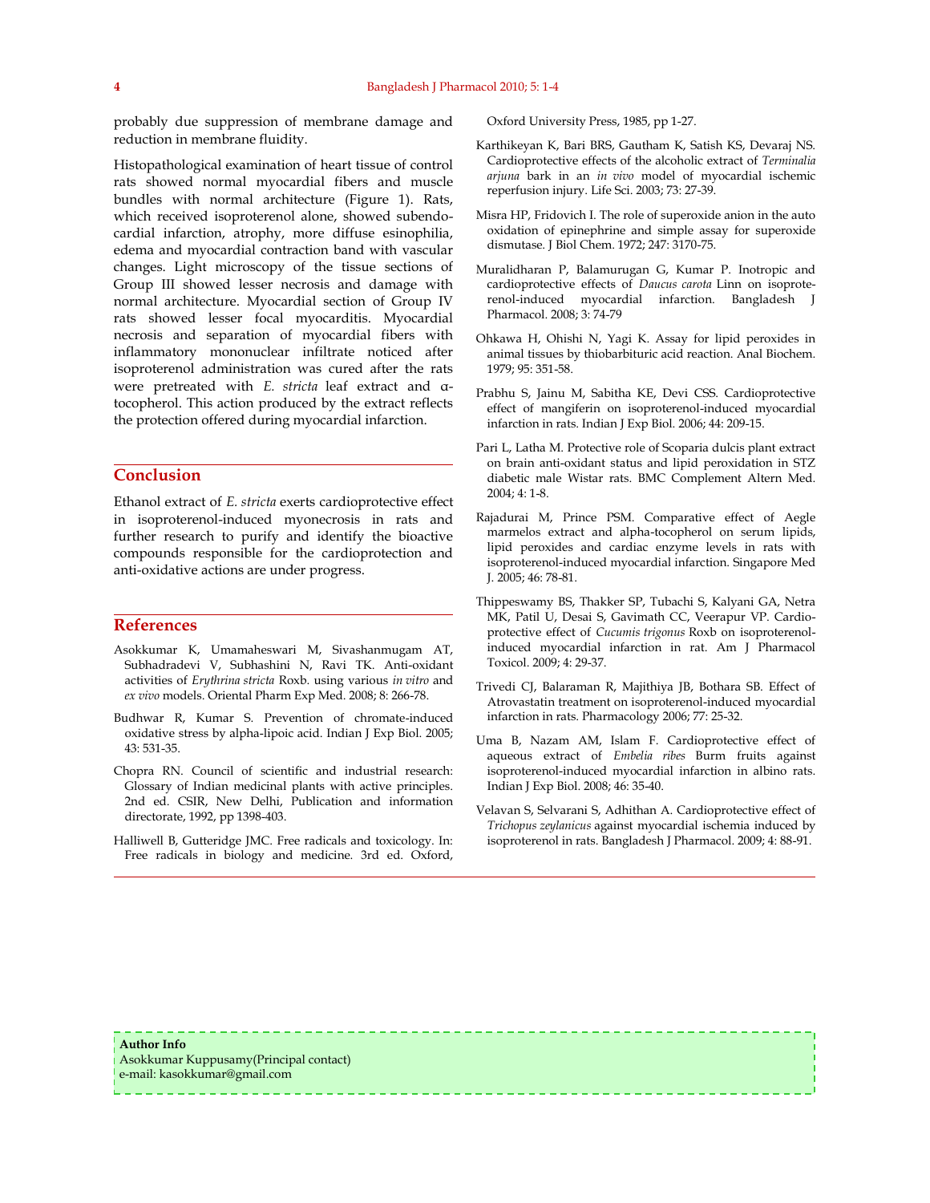probably due suppression of membrane damage and reduction in membrane fluidity.

Histopathological examination of heart tissue of control rats showed normal myocardial fibers and muscle bundles with normal architecture (Figure 1). Rats, which received isoproterenol alone, showed subendocardial infarction, atrophy, more diffuse esinophilia, edema and myocardial contraction band with vascular changes. Light microscopy of the tissue sections of Group III showed lesser necrosis and damage with normal architecture. Myocardial section of Group IV rats showed lesser focal myocarditis. Myocardial necrosis and separation of myocardial fibers with inflammatory mononuclear infiltrate noticed after isoproterenol administration was cured after the rats were pretreated with *E. stricta* leaf extract and α-tocopherol. This action produced by the extract reflects the protection offered during myocardial infarction.

## Conclusion

Ethanol extract of *E. stricta* exerts cardioprotective effect in isoproterenol-induced myonecrosis in rats and further research to purify and identify the bioactive compounds responsible for the cardioprotection and anti-oxidative actions are under progress.

## References

Asokkumar K, Umamaheswari M, Sivashanmugam AT, Subhadradevi V, Subhashini N, Ravi TK. Anti-oxidant activities of *Erythrina stricta* Roxb. using various *in vitro* and *ex vivo* models. Oriental Pharm Exp Med. 2008; 8: 266-78.

Budhwar R, Kumar S. Prevention of chromate-induced oxidative stress by alpha-lipoic acid. Indian J Exp Biol. 2005; 43: 531-35.

Chopra RN. Council of scientific and industrial research: Glossary of Indian medicinal plants with active principles. 2nd ed. CSIR, New Delhi, Publication and information directorate, 1992, pp 1398-403.

Halliwell B, Gutteridge JMC. Free radicals and toxicology. In: Free radicals in biology and medicine. 3rd ed. Oxford, Oxford University Press, 1985, pp 1-27.

Karthikeyan K, Bari BRS, Gautham K, Satish KS, Devaraj NS. Cardioprotective effects of the alcoholic extract of *Terminalia arjuna* bark in an *in vivo* model of myocardial ischemic reperfusion injury. Life Sci. 2003; 73: 27-39.

Misra HP, Fridovich I. The role of superoxide anion in the auto oxidation of epinephrine and simple assay for superoxide dismutase. J Biol Chem. 1972; 247: 3170-75.

Muralidharan P, Balamurugan G, Kumar P. Inotropic and cardioprotective effects of *Daucus carota* Linn on isoproterenol-induced myocardial infarction. Bangladesh J Pharmacol. 2008; 3: 74-79

Ohkawa H, Ohishi N, Yagi K. Assay for lipid peroxides in animal tissues by thiobarbituric acid reaction. Anal Biochem. 1979; 95: 351-58.

Prabhu S, Jainu M, Sabitha KE, Devi CSS. Cardioprotective effect of mangiferin on isoproterenol-induced myocardial infarction in rats. Indian J Exp Biol. 2006; 44: 209-15.

Pari L, Latha M. Protective role of Scoparia dulcis plant extract on brain anti-oxidant status and lipid peroxidation in STZ diabetic male Wistar rats. BMC Complement Altern Med. 2004; 4: 1-8.

Rajadurai M, Prince PSM. Comparative effect of Aegle marmelos extract and alpha-tocopherol on serum lipids, lipid peroxides and cardiac enzyme levels in rats with isoproterenol-induced myocardial infarction. Singapore Med J. 2005; 46: 78-81.

Thippeswamy BS, Thakker SP, Tubachi S, Kalyani GA, Netra MK, Patil U, Desai S, Gavimath CC, Veerapur VP. Cardioprotective effect of *Cucumis trigonus* Roxb on isoproterenol-induced myocardial infarction in rat. Am J Pharmacol Toxicol. 2009; 4: 29-37.

Trivedi CJ, Balaraman R, Majithiya JB, Bothara SB. Effect of Atrovastatin treatment on isoproterenol-induced myocardial infarction in rats. Pharmacology 2006; 77: 25-32.

Uma B, Nazam AM, Islam F. Cardioprotective effect of aqueous extract of *Embelia ribes* Burm fruits against isoproterenol-induced myocardial infarction in albino rats. Indian J Exp Biol. 2008; 46: 35-40.

Velavan S, Selvarani S, Adhithan A. Cardioprotective effect of *Trichopus zeylanicus* against myocardial ischemia induced by isoproterenol in rats. Bangladesh J Pharmacol. 2009; 4: 88-91.

**Author Info**
Asokkumar Kuppusamy(Principal contact)
e-mail: kasokkumar@gmail.com